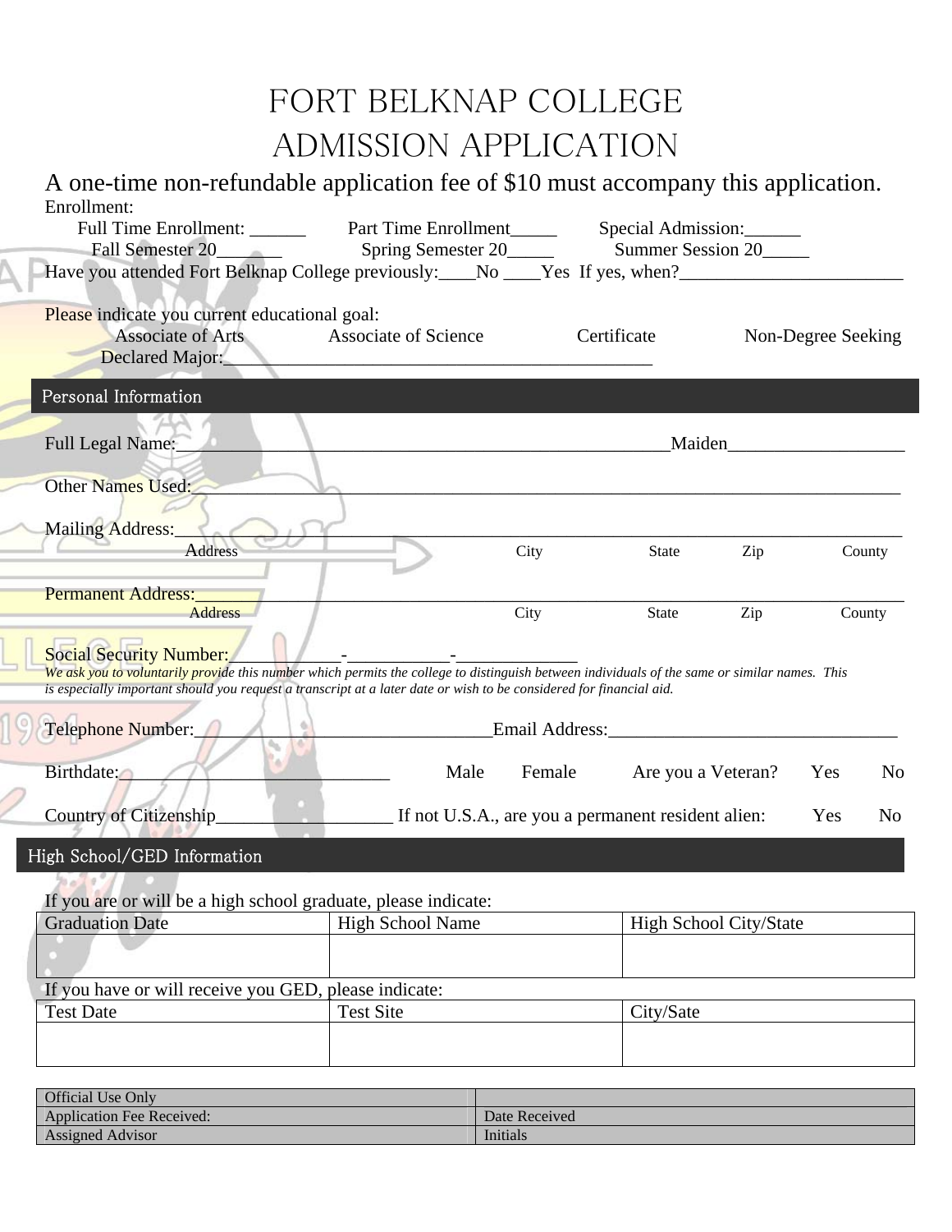# FORT BELKNAP COLLEGE
# ADMISSION APPLICATION

A one-time non-refundable application fee of $10 must accompany this application.

Enrollment:

Full Time Enrollment: ______ Part Time Enrollment_____ Special Admission:______

Fall Semester 20_______ Spring Semester 20_____ Summer Session 20_____

Have you attended Fort Belknap College previously:____No ____Yes If yes, when?________________________

Please indicate you current educational goal:

Associate of Arts Associate of Science Certificate Non-Degree Seeking

Declared Major:_______________________________________________

## Personal Information

Full Legal Name:_______________________________________________________Maiden___________________

Other Names Used:_____________________________________________________________________________

Mailing Address:______________________________________________________________________________

Address City State Zip County

Permanent Address:____________________________________________________________________________

Address City State Zip County

Social Security Number:____________-___________-_____________

*We ask you to voluntarily provide this number which permits the college to distinguish between individuals of the same or similar names. This is especially important should you request a transcript at a later date or wish to be considered for financial aid.*

Telephone Number:________________________________Email Address:_______________________________

Birthdate:____________________________ Male Female Are you a Veteran? Yes No

Country of Citizenship___________________ If not U.S.A., are you a permanent resident alien: Yes No

## High School/GED Information

If you are or will be a high school graduate, please indicate:

| Graduation Date | High School Name | High School City/State |
|---|---|---|
| | | |

If you have or will receive you GED, please indicate:

| Test Date | Test Site | City/Sate |
|---|---|---|
| | | |

| Official Use Only | |
|---|---|
| Application Fee Received: | Date Received |
| Assigned Advisor | Initials |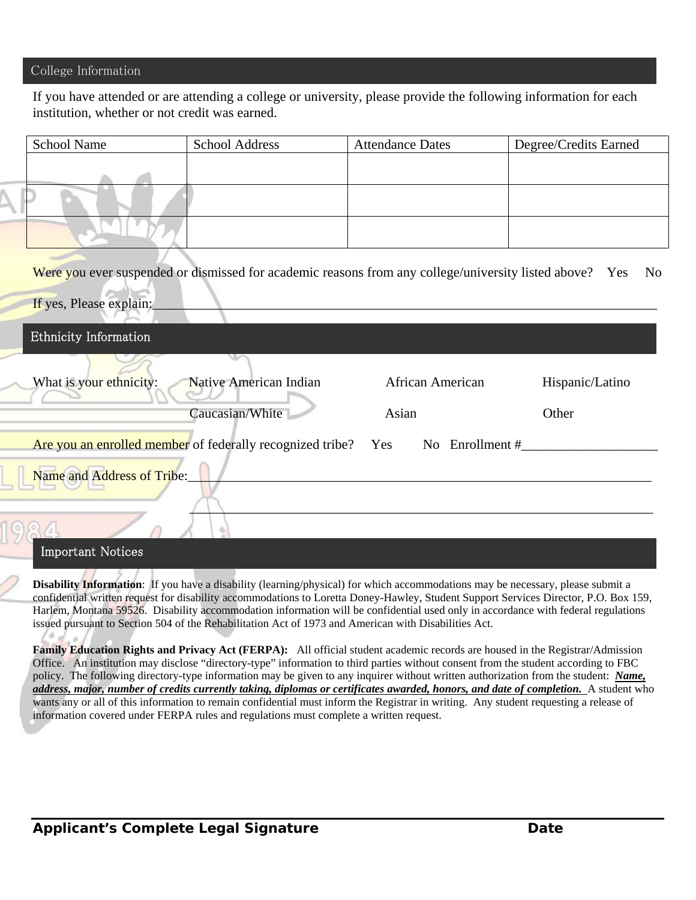## College Information

If you have attended or are attending a college or university, please provide the following information for each institution, whether or not credit was earned.

| School Name | School Address | Attendance Dates | Degree/Credits Earned |
|---|---|---|---|
| | | | |
| | | | |
| | | | |

Were you ever suspended or dismissed for academic reasons from any college/university listed above? Yes No

If yes, Please explain:\_\_\_\_\_\_\_\_\_\_\_\_\_\_\_\_\_\_\_\_\_\_\_\_\_\_\_\_\_\_\_\_\_\_\_\_\_\_\_\_\_\_\_\_\_\_\_\_\_\_\_\_\_\_\_\_\_\_\_\_

## Ethnicity Information

What is your ethnicity: Native American Indian African American Hispanic/Latino

Caucasian/White Asian Other

Are you an enrolled member of federally recognized tribe? Yes No Enrollment #\_\_\_\_\_\_\_\_\_\_\_\_\_\_\_\_\_\_\_\_

Name and Address of Tribe:\_\_\_\_\_\_\_\_\_\_\_\_\_\_\_\_\_\_\_\_\_\_\_\_\_\_\_\_\_\_\_\_\_\_\_\_\_\_\_\_\_\_\_\_\_\_\_\_\_\_\_\_\_\_\_\_\_\_\_\_\_\_

\_\_\_\_\_\_\_\_\_\_\_\_\_\_\_\_\_\_\_\_\_\_\_\_\_\_\_\_\_\_\_\_\_\_\_\_\_\_\_\_\_\_\_\_\_\_\_\_\_\_\_\_\_\_\_\_\_\_\_\_\_\_

## Important Notices

**Disability Information**: If you have a disability (learning/physical) for which accommodations may be necessary, please submit a confidential written request for disability accommodations to Loretta Doney-Hawley, Student Support Services Director, P.O. Box 159, Harlem, Montana 59526. Disability accommodation information will be confidential used only in accordance with federal regulations issued pursuant to Section 504 of the Rehabilitation Act of 1973 and American with Disabilities Act.

**Family Education Rights and Privacy Act (FERPA):** All official student academic records are housed in the Registrar/Admission Office. An institution may disclose "directory-type" information to third parties without consent from the student according to FBC policy. The following directory-type information may be given to any inquirer without written authorization from the student: ***Name, address, major, number of credits currently taking, diplomas or certificates awarded, honors, and date of completion.*** A student who wants any or all of this information to remain confidential must inform the Registrar in writing. Any student requesting a release of information covered under FERPA rules and regulations must complete a written request.

**Applicant's Complete Legal Signature** **Date**